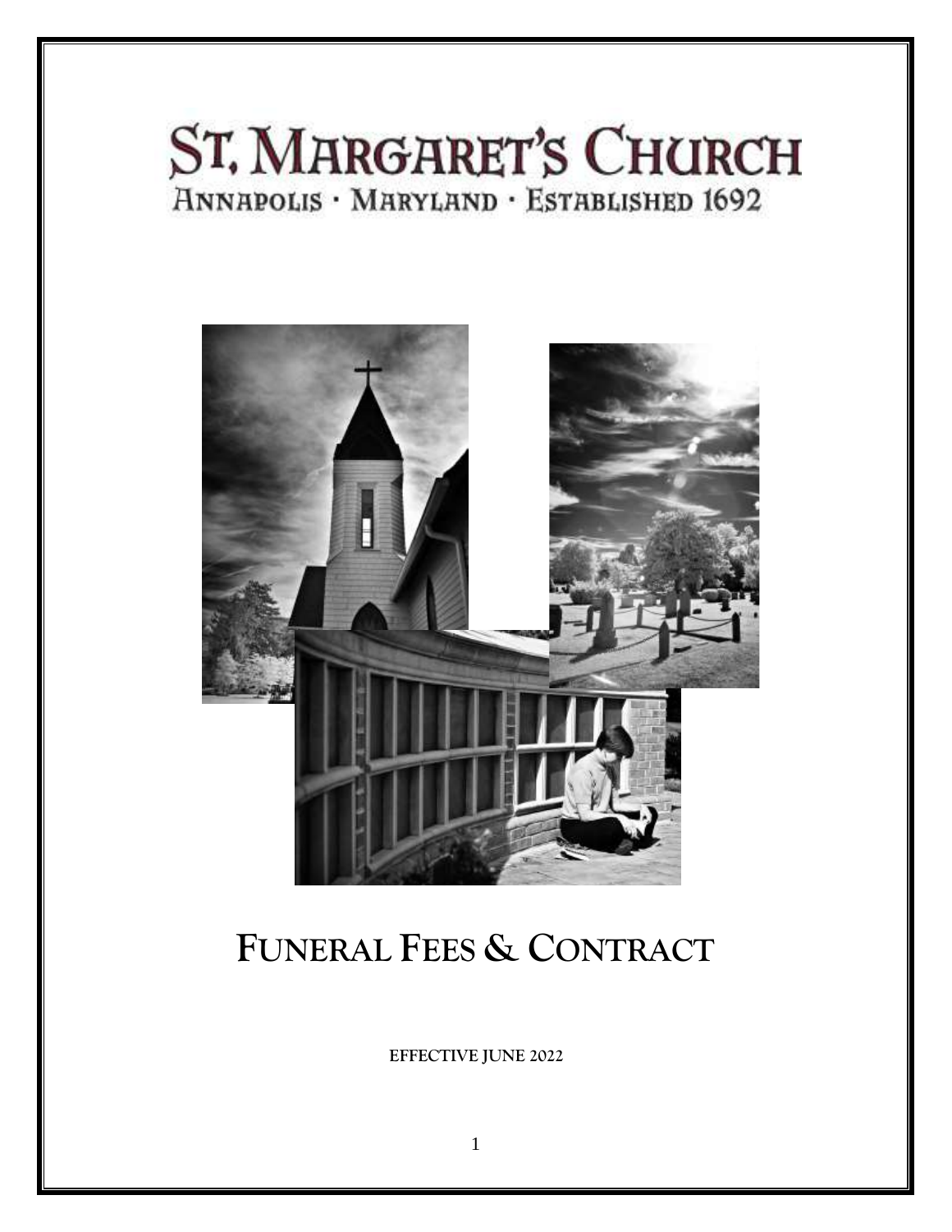# ST. MARGARET'S CHURCH

ANNAPOLIS · MARYLAND · ESTABLISHED 1692

# FUNERAL FEES & CONTRACT

**EFFECTIVE JUNE 2022**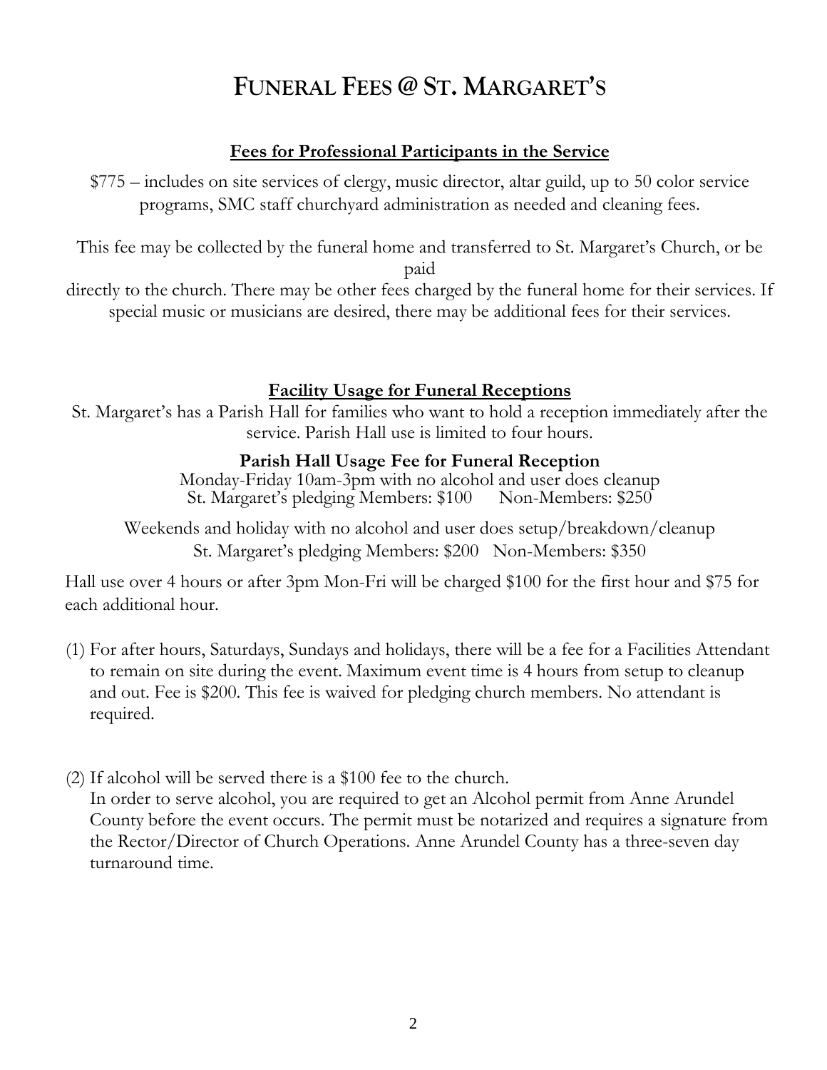# Funeral Fees @ St. Margaret's

## Fees for Professional Participants in the Service

$775 – includes on site services of clergy, music director, altar guild, up to 50 color service programs, SMC staff churchyard administration as needed and cleaning fees.

This fee may be collected by the funeral home and transferred to St. Margaret's Church, or be paid directly to the church. There may be other fees charged by the funeral home for their services. If special music or musicians are desired, there may be additional fees for their services.

## Facility Usage for Funeral Receptions

St. Margaret's has a Parish Hall for families who want to hold a reception immediately after the service. Parish Hall use is limited to four hours.

### Parish Hall Usage Fee for Funeral Reception

Monday-Friday 10am-3pm with no alcohol and user does cleanup
St. Margaret's pledging Members: $100 Non-Members: $250

Weekends and holiday with no alcohol and user does setup/breakdown/cleanup
St. Margaret's pledging Members: $200 Non-Members: $350

Hall use over 4 hours or after 3pm Mon-Fri will be charged $100 for the first hour and $75 for each additional hour.

(1) For after hours, Saturdays, Sundays and holidays, there will be a fee for a Facilities Attendant to remain on site during the event. Maximum event time is 4 hours from setup to cleanup and out. Fee is $200. This fee is waived for pledging church members. No attendant is required.

(2) If alcohol will be served there is a $100 fee to the church.
In order to serve alcohol, you are required to get an Alcohol permit from Anne Arundel County before the event occurs. The permit must be notarized and requires a signature from the Rector/Director of Church Operations. Anne Arundel County has a three-seven day turnaround time.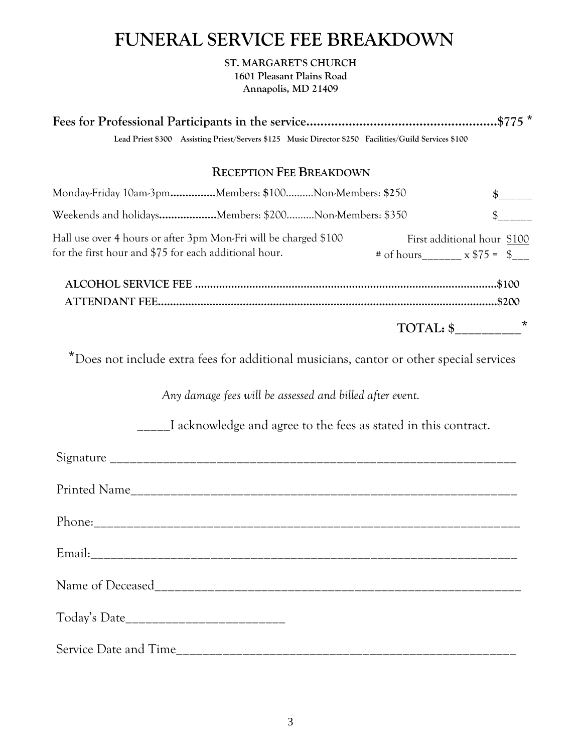# FUNERAL SERVICE FEE BREAKDOWN

**ST. MARGARET'S CHURCH**
**1601 Pleasant Plains Road**
**Annapolis, MD 21409**

**Fees for Professional Participants in the service.....................................................$775 ***

**Lead Priest $300 Assisting Priest/Servers $125 Music Director $250 Facilities/Guild Services $100**

## RECEPTION FEE BREAKDOWN

Monday-Friday 10am-3pm**..............**Members: $100..........Non-Members: $250 $______

Weekends and holidays**..................**Members: $200..........Non-Members: $350 $______

Hall use over 4 hours or after 3pm Mon-Fri will be charged $100 for the first hour and $75 for each additional hour.

First additional hour $100
# of hours_______ x $75 = $___

**ALCOHOL SERVICE FEE ..................................................................................................$100**

**ATTENDANT FEE..............................................................................................................$200**

**TOTAL: $__________***

*Does not include extra fees for additional musicians, cantor or other special services

*Any damage fees will be assessed and billed after event.*

_____I acknowledge and agree to the fees as stated in this contract.

Signature ______________________________________________________________

Printed Name____________________________________________________________

Phone:_________________________________________________________________

Email:_________________________________________________________________

Name of Deceased________________________________________________________

Today's Date________________________

Service Date and Time_____________________________________________________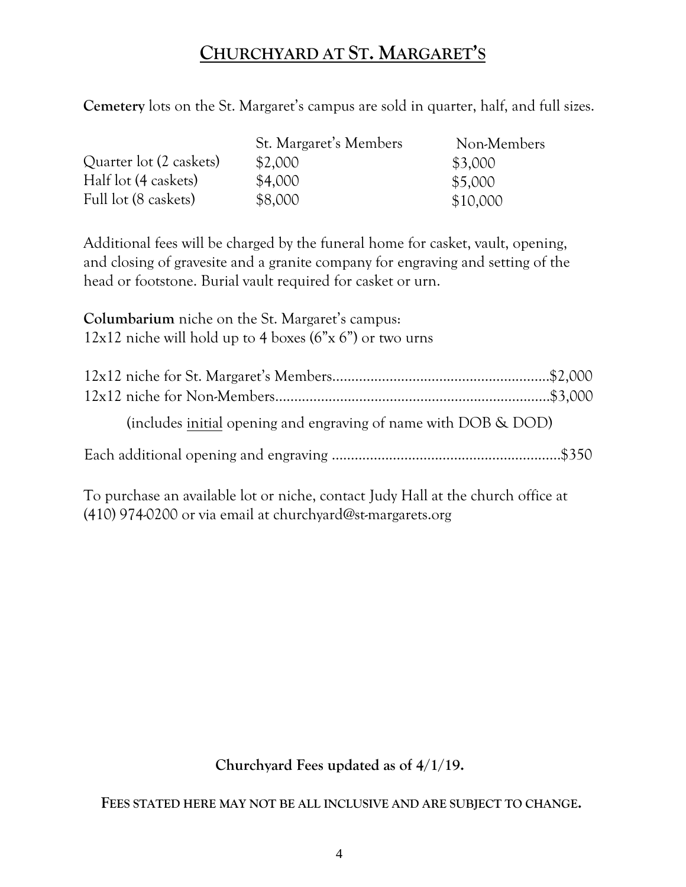# Churchyard at St. Margaret's

**Cemetery** lots on the St. Margaret's campus are sold in quarter, half, and full sizes.

| | St. Margaret's Members | Non-Members |
|---|---|---|
| Quarter lot (2 caskets) | $2,000 | $3,000 |
| Half lot (4 caskets) | $4,000 | $5,000 |
| Full lot (8 caskets) | $8,000 | $10,000 |

Additional fees will be charged by the funeral home for casket, vault, opening, and closing of gravesite and a granite company for engraving and setting of the head or footstone. Burial vault required for casket or urn.

**Columbarium** niche on the St. Margaret's campus:
12x12 niche will hold up to 4 boxes (6"x 6") or two urns

12x12 niche for St. Margaret's Members..........................................................$2,000
12x12 niche for Non-Members.........................................................................$3,000

(includes initial opening and engraving of name with DOB & DOD)

Each additional opening and engraving ............................................................$350

To purchase an available lot or niche, contact Judy Hall at the church office at (410) 974-0200 or via email at churchyard@st-margarets.org

**Churchyard Fees updated as of 4/1/19.**

**FEES STATED HERE MAY NOT BE ALL INCLUSIVE AND ARE SUBJECT TO CHANGE.**